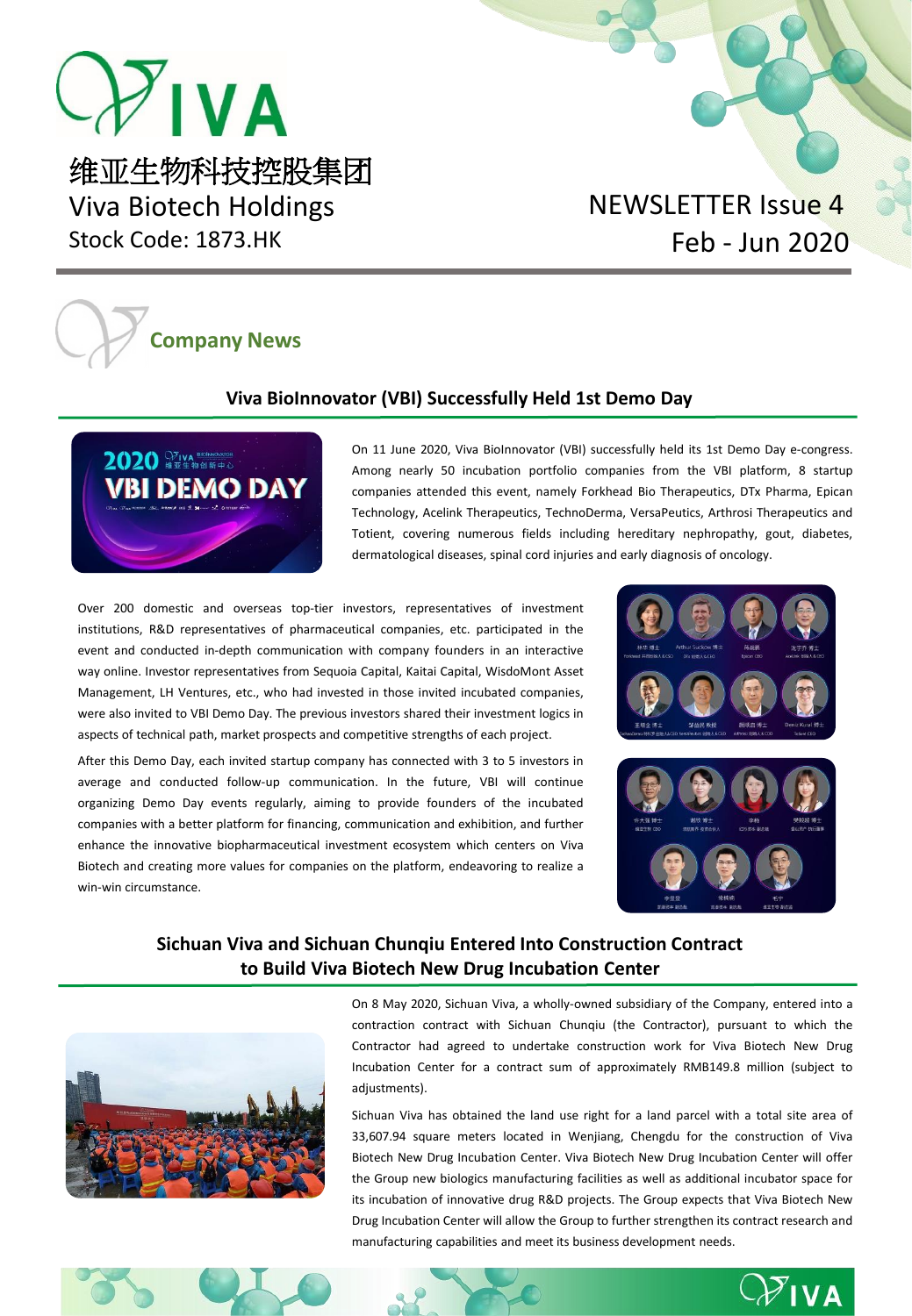# VIVA

维亚生物科技控股集团

Viva Biotech Holdings

Stock Code: 1873.HK

NEWSLETTER Issue 4

Feb - Jun 2020

## Company News

### Viva BioInnovator (VBI) Successfully Held 1st Demo Day

On 11 June 2020, Viva BioInnovator (VBI) successfully held its 1st Demo Day e-congress. Among nearly 50 incubation portfolio companies from the VBI platform, 8 startup companies attended this event, namely Forkhead Bio Therapeutics, DTx Pharma, Epican Technology, Acelink Therapeutics, TechnoDerma, VersaPeutics, Arthrosi Therapeutics and Totient, covering numerous fields including hereditary nephropathy, gout, diabetes, dermatological diseases, spinal cord injuries and early diagnosis of oncology.

Over 200 domestic and overseas top-tier investors, representatives of investment institutions, R&D representatives of pharmaceutical companies, etc. participated in the event and conducted in-depth communication with company founders in an interactive way online. Investor representatives from Sequoia Capital, Kaitai Capital, WisdoMont Asset Management, LH Ventures, etc., who had invested in those invited incubated companies, were also invited to VBI Demo Day. The previous investors shared their investment logics in aspects of technical path, market prospects and competitive strengths of each project.

After this Demo Day, each invited startup company has connected with 3 to 5 investors in average and conducted follow-up communication. In the future, VBI will continue organizing Demo Day events regularly, aiming to provide founders of the incubated companies with a better platform for financing, communication and exhibition, and further enhance the innovative biopharmaceutical investment ecosystem which centers on Viva Biotech and creating more values for companies on the platform, endeavoring to realize a win-win circumstance.

### Sichuan Viva and Sichuan Chunqiu Entered Into Construction Contract to Build Viva Biotech New Drug Incubation Center

On 8 May 2020, Sichuan Viva, a wholly-owned subsidiary of the Company, entered into a contraction contract with Sichuan Chunqiu (the Contractor), pursuant to which the Contractor had agreed to undertake construction work for Viva Biotech New Drug Incubation Center for a contract sum of approximately RMB149.8 million (subject to adjustments).

Sichuan Viva has obtained the land use right for a land parcel with a total site area of 33,607.94 square meters located in Wenjiang, Chengdu for the construction of Viva Biotech New Drug Incubation Center. Viva Biotech New Drug Incubation Center will offer the Group new biologics manufacturing facilities as well as additional incubator space for its incubation of innovative drug R&D projects. The Group expects that Viva Biotech New Drug Incubation Center will allow the Group to further strengthen its contract research and manufacturing capabilities and meet its business development needs.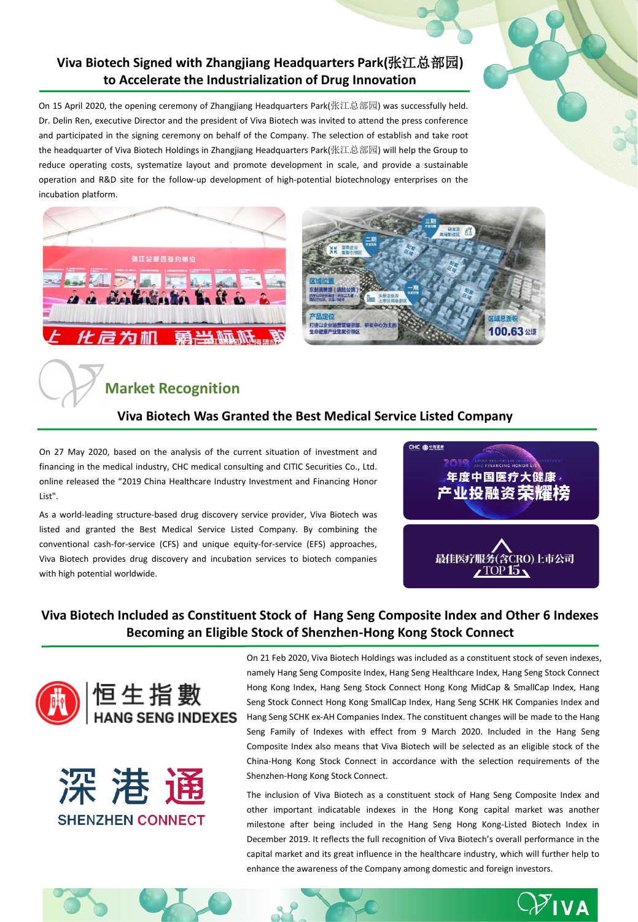## Viva Biotech Signed with Zhangjiang Headquarters Park(张江总部园) to Accelerate the Industrialization of Drug Innovation

On 15 April 2020, the opening ceremony of Zhangjiang Headquarters Park(张江总部园) was successfully held. Dr. Delin Ren, executive Director and the president of Viva Biotech was invited to attend the press conference and participated in the signing ceremony on behalf of the Company. The selection of establish and take root the headquarter of Viva Biotech Holdings in Zhangjiang Headquarters Park(张江总部园) will help the Group to reduce operating costs, systematize layout and promote development in scale, and provide a sustainable operation and R&D site for the follow-up development of high-potential biotechnology enterprises on the incubation platform.

# Market Recognition

## Viva Biotech Was Granted the Best Medical Service Listed Company

On 27 May 2020, based on the analysis of the current situation of investment and financing in the medical industry, CHC medical consulting and CITIC Securities Co., Ltd. online released the "2019 China Healthcare Industry Investment and Financing Honor List".

As a world-leading structure-based drug discovery service provider, Viva Biotech was listed and granted the Best Medical Service Listed Company. By combining the conventional cash-for-service (CFS) and unique equity-for-service (EFS) approaches, Viva Biotech provides drug discovery and incubation services to biotech companies with high potential worldwide.

## Viva Biotech Included as Constituent Stock of Hang Seng Composite Index and Other 6 Indexes Becoming an Eligible Stock of Shenzhen-Hong Kong Stock Connect

On 21 Feb 2020, Viva Biotech Holdings was included as a constituent stock of seven indexes, namely Hang Seng Composite Index, Hang Seng Healthcare Index, Hang Seng Stock Connect Hong Kong Index, Hang Seng Stock Connect Hong Kong MidCap & SmallCap Index, Hang Seng Stock Connect Hong Kong SmallCap Index, Hang Seng SCHK HK Companies Index and Hang Seng SCHK ex-AH Companies Index. The constituent changes will be made to the Hang Seng Family of Indexes with effect from 9 March 2020. Included in the Hang Seng Composite Index also means that Viva Biotech will be selected as an eligible stock of the China-Hong Kong Stock Connect in accordance with the selection requirements of the Shenzhen-Hong Kong Stock Connect.

The inclusion of Viva Biotech as a constituent stock of Hang Seng Composite Index and other important indicatable indexes in the Hong Kong capital market was another milestone after being included in the Hang Seng Hong Kong-Listed Biotech Index in December 2019. It reflects the full recognition of Viva Biotech's overall performance in the capital market and its great influence in the healthcare industry, which will further help to enhance the awareness of the Company among domestic and foreign investors.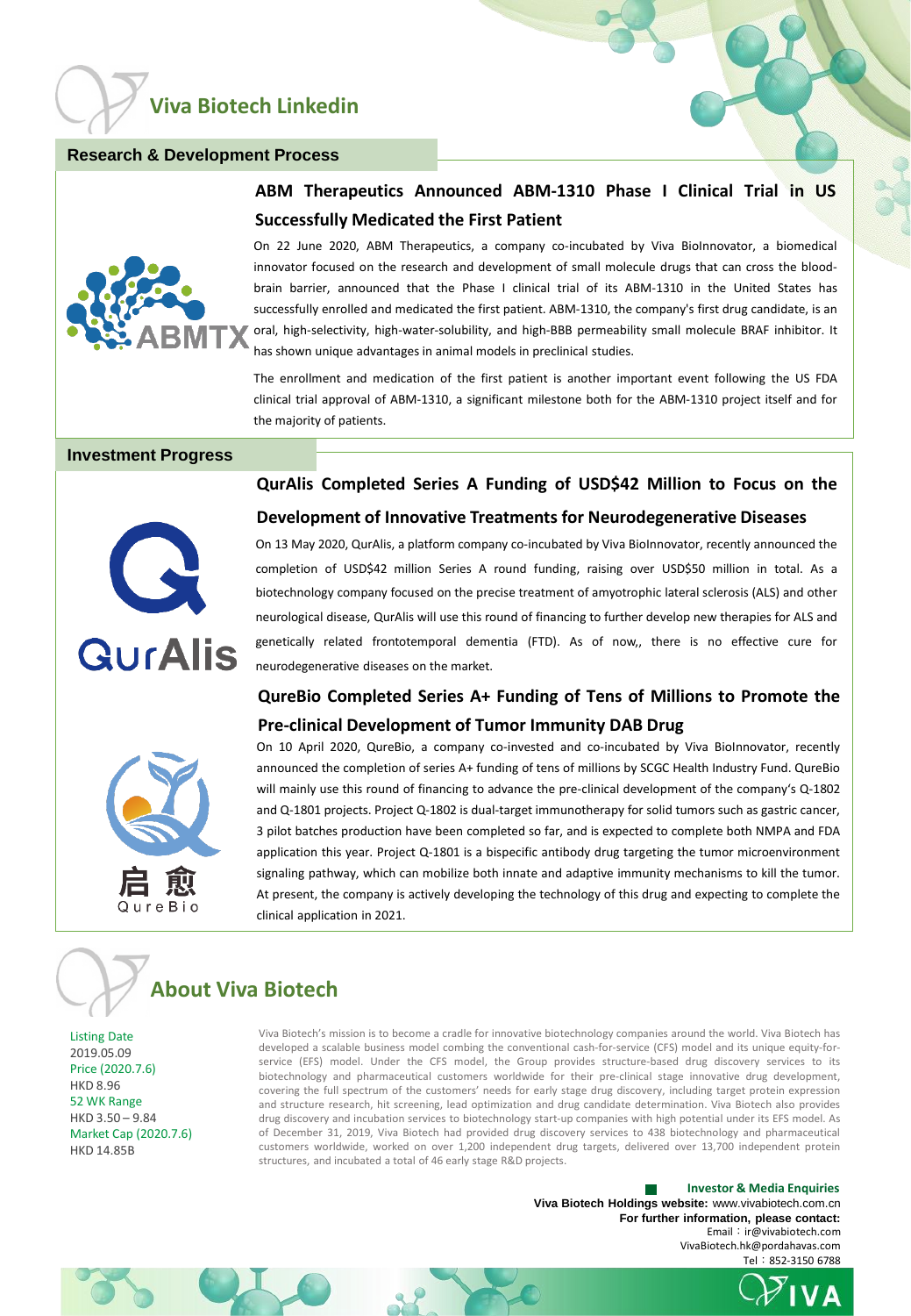# Viva Biotech Linkedin

## Research & Development Process

### ABM Therapeutics Announced ABM-1310 Phase I Clinical Trial in US Successfully Medicated the First Patient

ABMTX

On 22 June 2020, ABM Therapeutics, a company co-incubated by Viva BioInnovator, a biomedical innovator focused on the research and development of small molecule drugs that can cross the blood-brain barrier, announced that the Phase I clinical trial of its ABM-1310 in the United States has successfully enrolled and medicated the first patient. ABM-1310, the company's first drug candidate, is an oral, high-selectivity, high-water-solubility, and high-BBB permeability small molecule BRAF inhibitor. It has shown unique advantages in animal models in preclinical studies.

The enrollment and medication of the first patient is another important event following the US FDA clinical trial approval of ABM-1310, a significant milestone both for the ABM-1310 project itself and for the majority of patients.

## Investment Progress

### QurAlis Completed Series A Funding of USD$42 Million to Focus on the Development of Innovative Treatments for Neurodegenerative Diseases

QurAlis

On 13 May 2020, QurAlis, a platform company co-incubated by Viva BioInnovator, recently announced the completion of USD$42 million Series A round funding, raising over USD$50 million in total. As a biotechnology company focused on the precise treatment of amyotrophic lateral sclerosis (ALS) and other neurological disease, QurAlis will use this round of financing to further develop new therapies for ALS and genetically related frontotemporal dementia (FTD). As of now,, there is no effective cure for neurodegenerative diseases on the market.

### QureBio Completed Series A+ Funding of Tens of Millions to Promote the Pre-clinical Development of Tumor Immunity DAB Drug

启愈 QureBio

On 10 April 2020, QureBio, a company co-invested and co-incubated by Viva BioInnovator, recently announced the completion of series A+ funding of tens of millions by SCGC Health Industry Fund. QureBio will mainly use this round of financing to advance the pre-clinical development of the company's Q-1802 and Q-1801 projects. Project Q-1802 is dual-target immunotherapy for solid tumors such as gastric cancer, 3 pilot batches production have been completed so far, and is expected to complete both NMPA and FDA application this year. Project Q-1801 is a bispecific antibody drug targeting the tumor microenvironment signaling pathway, which can mobilize both innate and adaptive immunity mechanisms to kill the tumor. At present, the company is actively developing the technology of this drug and expecting to complete the clinical application in 2021.

# About Viva Biotech

Listing Date
2019.05.09

Price (2020.7.6)
HKD 8.96

52 WK Range
HKD 3.50 – 9.84

Market Cap (2020.7.6)
HKD 14.85B

Viva Biotech's mission is to become a cradle for innovative biotechnology companies around the world. Viva Biotech has developed a scalable business model combing the conventional cash-for-service (CFS) model and its unique equity-for-service (EFS) model. Under the CFS model, the Group provides structure-based drug discovery services to its biotechnology and pharmaceutical customers worldwide for their pre-clinical stage innovative drug development, covering the full spectrum of the customers' needs for early stage drug discovery, including target protein expression and structure research, hit screening, lead optimization and drug candidate determination. Viva Biotech also provides drug discovery and incubation services to biotechnology start-up companies with high potential under its EFS model. As of December 31, 2019, Viva Biotech had provided drug discovery services to 438 biotechnology and pharmaceutical customers worldwide, worked on over 1,200 independent drug targets, delivered over 13,700 independent protein structures, and incubated a total of 46 early stage R&D projects.

**Investor & Media Enquiries**

**Viva Biotech Holdings website:** www.vivabiotech.com.cn

**For further information, please contact:**

Email：ir@vivabiotech.com

VivaBiotech.hk@pordahavas.com

Tel：852-3150 6788

VIVA